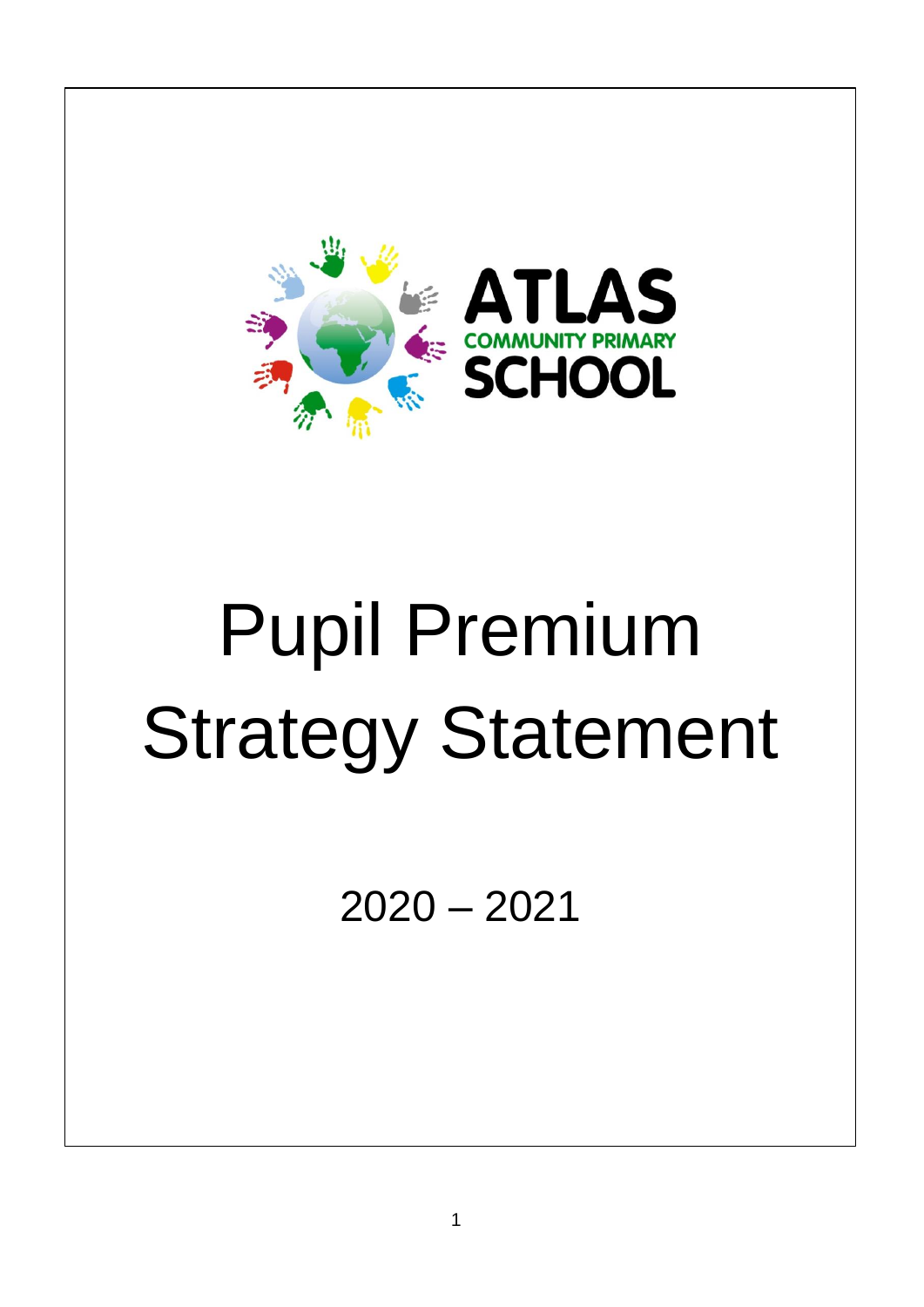ATLAS COMMUNITY PRIMARY SCHOOL

# Pupil Premium Strategy Statement

2020 – 2021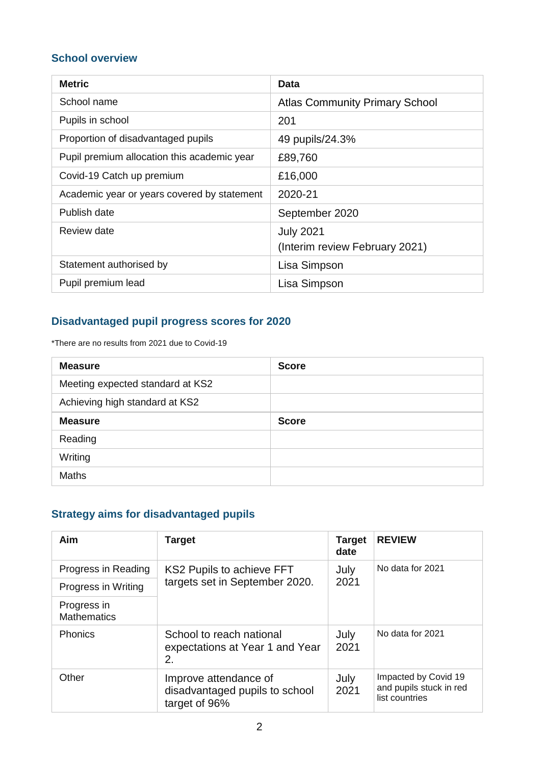## School overview

| Metric | Data |
|---|---|
| School name | Atlas Community Primary School |
| Pupils in school | 201 |
| Proportion of disadvantaged pupils | 49 pupils/24.3% |
| Pupil premium allocation this academic year | £89,760 |
| Covid-19 Catch up premium | £16,000 |
| Academic year or years covered by statement | 2020-21 |
| Publish date | September 2020 |
| Review date | July 2021<br>(Interim review February 2021) |
| Statement authorised by | Lisa Simpson |
| Pupil premium lead | Lisa Simpson |

## Disadvantaged pupil progress scores for 2020

*There are no results from 2021 due to Covid-19

| Measure | Score |
|---|---|
| Meeting expected standard at KS2 | |
| Achieving high standard at KS2 | |
| **Measure** | **Score** |
| Reading | |
| Writing | |
| Maths | |

## Strategy aims for disadvantaged pupils

| Aim | Target | Target date | REVIEW |
|---|---|---|---|
| Progress in Reading | KS2 Pupils to achieve FFT targets set in September 2020. | July 2021 | No data for 2021 |
| Progress in Writing | | | |
| Progress in Mathematics | | | |
| Phonics | School to reach national expectations at Year 1 and Year 2. | July 2021 | No data for 2021 |
| Other | Improve attendance of disadvantaged pupils to school target of 96% | July 2021 | Impacted by Covid 19 and pupils stuck in red list countries |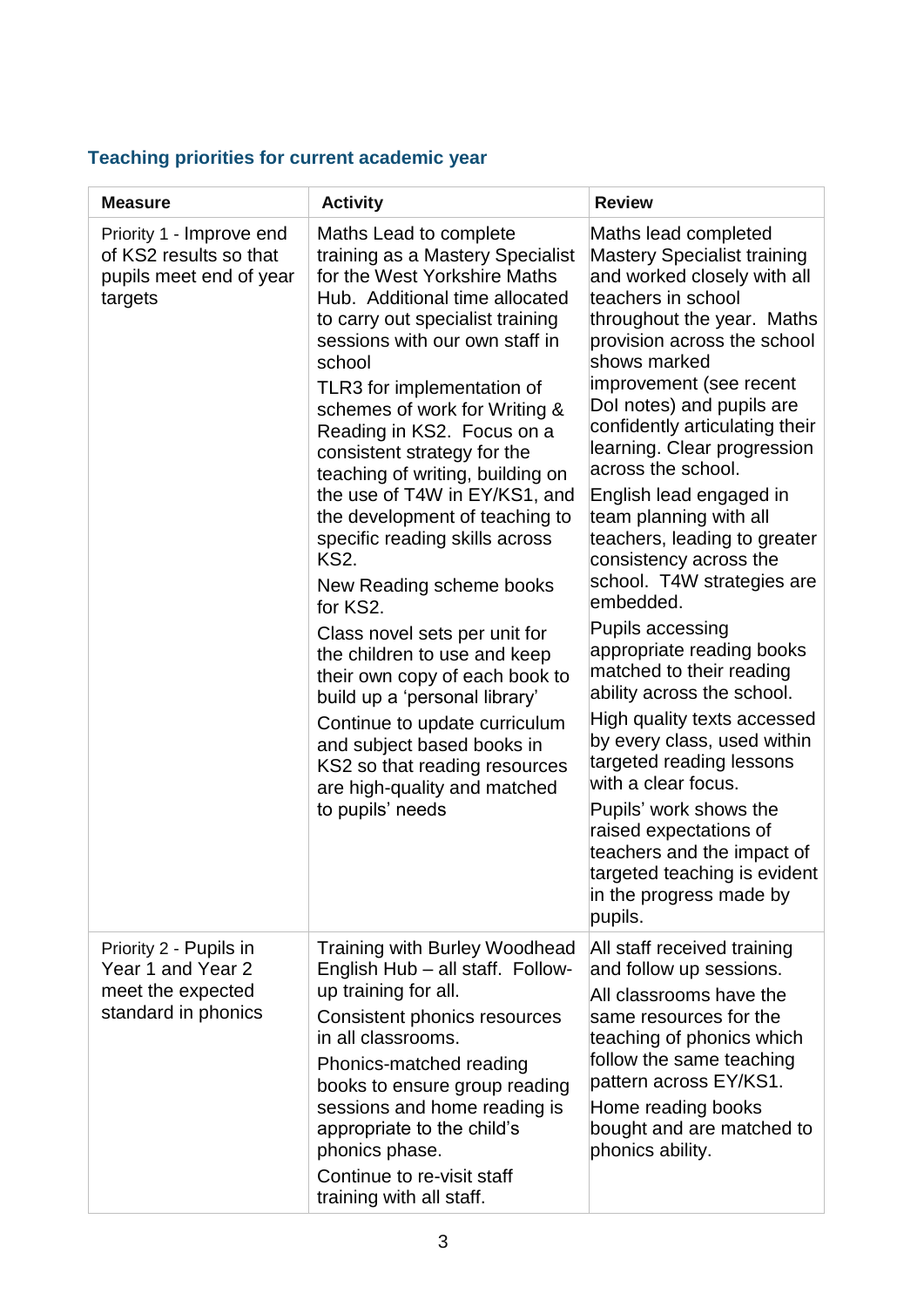### Teaching priorities for current academic year

| Measure | Activity | Review |
|---|---|---|
| Priority 1 - Improve end of KS2 results so that pupils meet end of year targets | Maths Lead to complete training as a Mastery Specialist for the West Yorkshire Maths Hub. Additional time allocated to carry out specialist training sessions with our own staff in school<br><br>TLR3 for implementation of schemes of work for Writing & Reading in KS2. Focus on a consistent strategy for the teaching of writing, building on the use of T4W in EY/KS1, and the development of teaching to specific reading skills across KS2.<br><br>New Reading scheme books for KS2.<br><br>Class novel sets per unit for the children to use and keep their own copy of each book to build up a 'personal library'<br><br>Continue to update curriculum and subject based books in KS2 so that reading resources are high-quality and matched to pupils' needs | Maths lead completed Mastery Specialist training and worked closely with all teachers in school throughout the year. Maths provision across the school shows marked improvement (see recent DoI notes) and pupils are confidently articulating their learning. Clear progression across the school.<br><br>English lead engaged in team planning with all teachers, leading to greater consistency across the school. T4W strategies are embedded.<br><br>Pupils accessing appropriate reading books matched to their reading ability across the school.<br><br>High quality texts accessed by every class, used within targeted reading lessons with a clear focus.<br><br>Pupils' work shows the raised expectations of teachers and the impact of targeted teaching is evident in the progress made by pupils. |
| Priority 2 - Pupils in Year 1 and Year 2 meet the expected standard in phonics | Training with Burley Woodhead English Hub – all staff. Follow-up training for all.<br><br>Consistent phonics resources in all classrooms.<br><br>Phonics-matched reading books to ensure group reading sessions and home reading is appropriate to the child's phonics phase.<br><br>Continue to re-visit staff training with all staff. | All staff received training and follow up sessions.<br><br>All classrooms have the same resources for the teaching of phonics which follow the same teaching pattern across EY/KS1.<br><br>Home reading books bought and are matched to phonics ability. |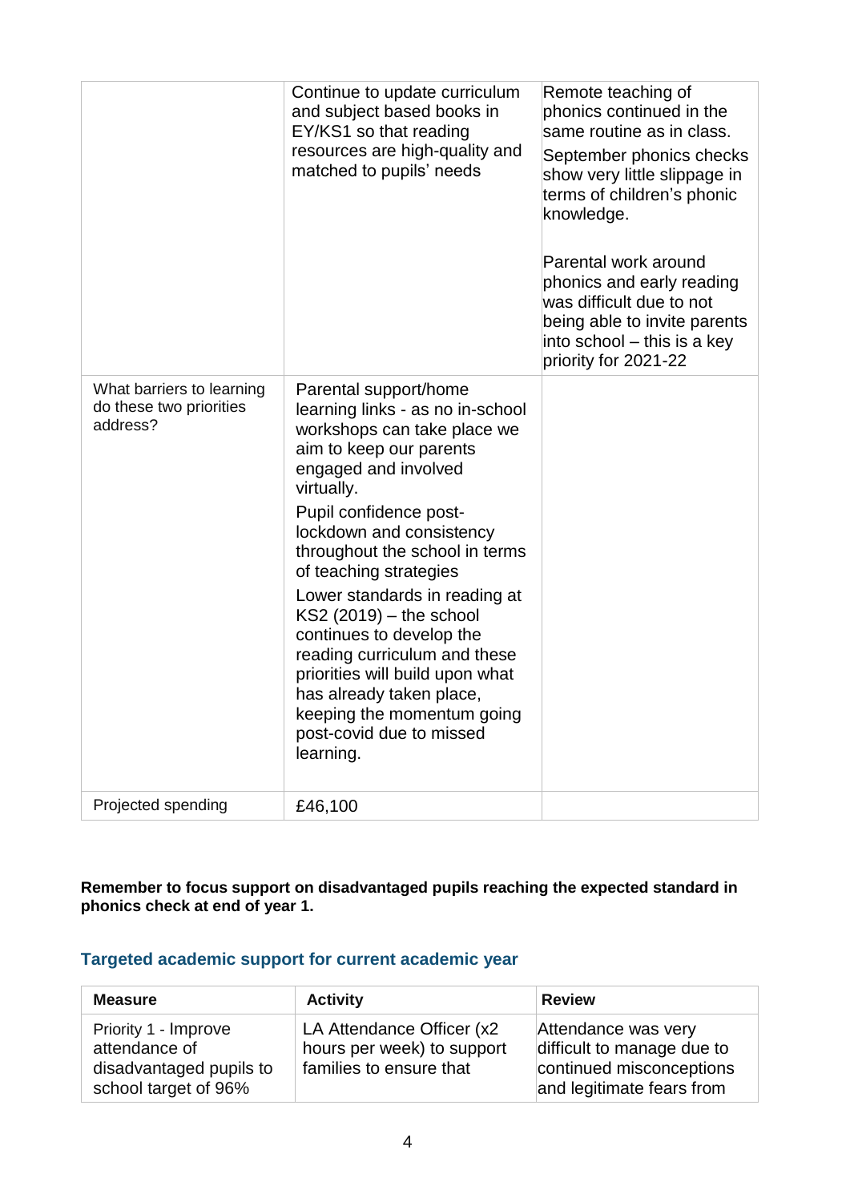| | | |
|---|---|---|
| | Continue to update curriculum and subject based books in EY/KS1 so that reading resources are high-quality and matched to pupils' needs | Remote teaching of phonics continued in the same routine as in class.<br><br>September phonics checks show very little slippage in terms of children's phonic knowledge.<br><br>Parental work around phonics and early reading was difficult due to not being able to invite parents into school – this is a key priority for 2021-22 |
| What barriers to learning do these two priorities address? | Parental support/home learning links - as no in-school workshops can take place we aim to keep our parents engaged and involved virtually.<br><br>Pupil confidence post-lockdown and consistency throughout the school in terms of teaching strategies<br><br>Lower standards in reading at KS2 (2019) – the school continues to develop the reading curriculum and these priorities will build upon what has already taken place, keeping the momentum going post-covid due to missed learning. | |
| Projected spending | £46,100 | |

**Remember to focus support on disadvantaged pupils reaching the expected standard in phonics check at end of year 1.**

## Targeted academic support for current academic year

| Measure | Activity | Review |
|---|---|---|
| Priority 1 - Improve attendance of disadvantaged pupils to school target of 96% | LA Attendance Officer (x2 hours per week) to support families to ensure that | Attendance was very difficult to manage due to continued misconceptions and legitimate fears from |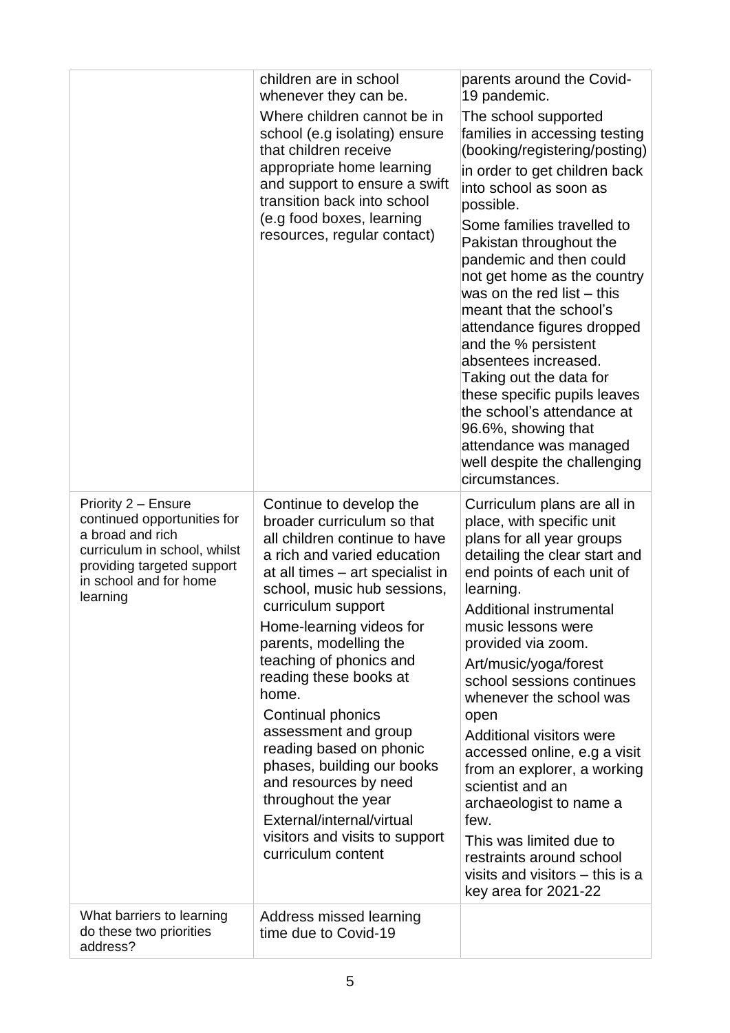| | | |
|---|---|---|
| | children are in school whenever they can be.<br>Where children cannot be in school (e.g isolating) ensure that children receive appropriate home learning and support to ensure a swift transition back into school (e.g food boxes, learning resources, regular contact) | parents around the Covid-19 pandemic.<br>The school supported families in accessing testing (booking/registering/posting) in order to get children back into school as soon as possible.<br>Some families travelled to Pakistan throughout the pandemic and then could not get home as the country was on the red list – this meant that the school's attendance figures dropped and the % persistent absentees increased. Taking out the data for these specific pupils leaves the school's attendance at 96.6%, showing that attendance was managed well despite the challenging circumstances. |
| Priority 2 – Ensure continued opportunities for a broad and rich curriculum in school, whilst providing targeted support in school and for home learning | Continue to develop the broader curriculum so that all children continue to have a rich and varied education at all times – art specialist in school, music hub sessions, curriculum support<br>Home-learning videos for parents, modelling the teaching of phonics and reading these books at home.<br>Continual phonics assessment and group reading based on phonic phases, building our books and resources by need throughout the year<br>External/internal/virtual visitors and visits to support curriculum content | Curriculum plans are all in place, with specific unit plans for all year groups detailing the clear start and end points of each unit of learning.<br>Additional instrumental music lessons were provided via zoom.<br>Art/music/yoga/forest school sessions continues whenever the school was open<br>Additional visitors were accessed online, e.g a visit from an explorer, a working scientist and an archaeologist to name a few.<br>This was limited due to restraints around school visits and visitors – this is a key area for 2021-22 |
| What barriers to learning do these two priorities address? | Address missed learning time due to Covid-19 | |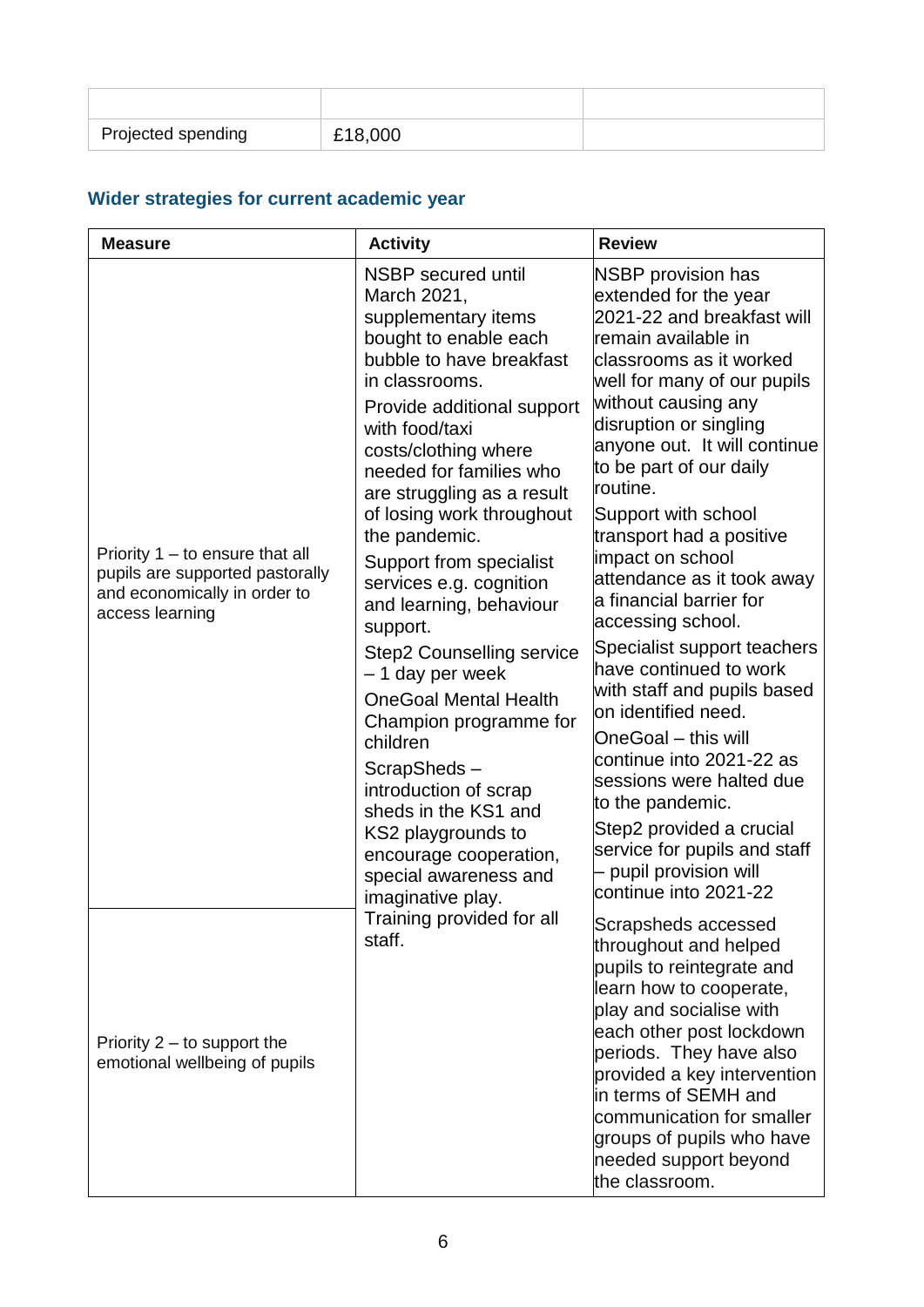| | | |
|---|---|---|
| Projected spending | £18,000 | |

## Wider strategies for current academic year

| Measure | Activity | Review |
|---|---|---|
| Priority 1 – to ensure that all pupils are supported pastorally and economically in order to access learning | NSBP secured until March 2021, supplementary items bought to enable each bubble to have breakfast in classrooms.<br>Provide additional support with food/taxi costs/clothing where needed for families who are struggling as a result of losing work throughout the pandemic.<br>Support from specialist services e.g. cognition and learning, behaviour support.<br>Step2 Counselling service – 1 day per week<br>OneGoal Mental Health Champion programme for children<br>ScrapSheds – introduction of scrap sheds in the KS1 and KS2 playgrounds to encourage cooperation, special awareness and imaginative play.<br>Training provided for all staff. | NSBP provision has extended for the year 2021-22 and breakfast will remain available in classrooms as it worked well for many of our pupils without causing any disruption or singling anyone out. It will continue to be part of our daily routine.<br>Support with school transport had a positive impact on school attendance as it took away a financial barrier for accessing school.<br>Specialist support teachers have continued to work with staff and pupils based on identified need.<br>OneGoal – this will continue into 2021-22 as sessions were halted due to the pandemic.<br>Step2 provided a crucial service for pupils and staff – pupil provision will continue into 2021-22 |
| Priority 2 – to support the emotional wellbeing of pupils | | Scrapsheds accessed throughout and helped pupils to reintegrate and learn how to cooperate, play and socialise with each other post lockdown periods. They have also provided a key intervention in terms of SEMH and communication for smaller groups of pupils who have needed support beyond the classroom. |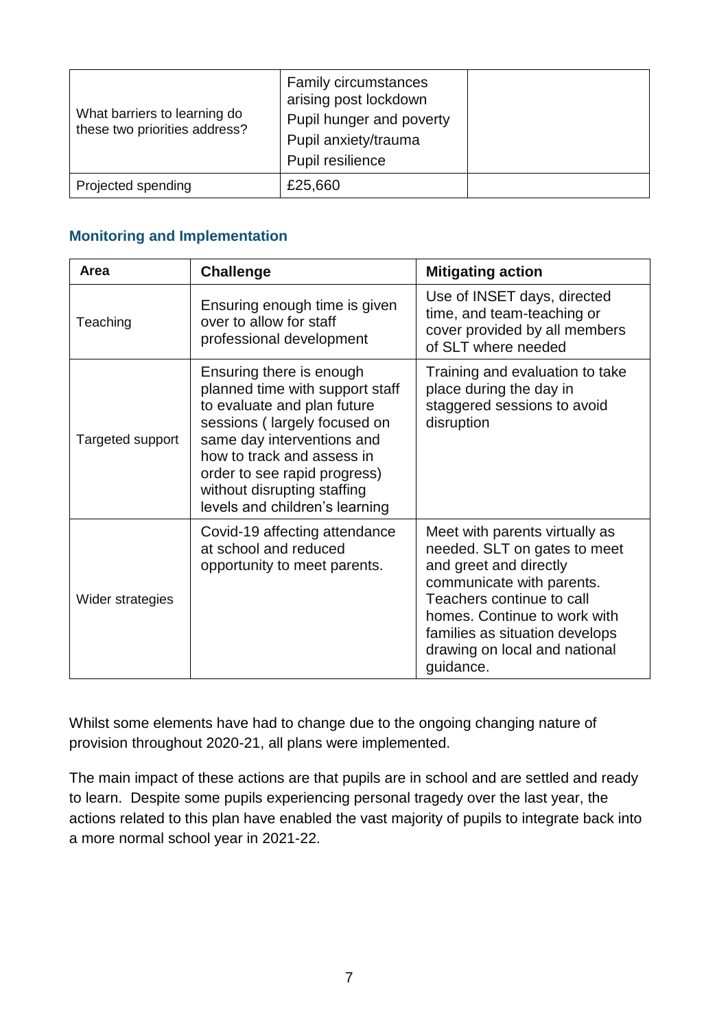| | | |
|---|---|---|
| What barriers to learning do these two priorities address? | Family circumstances arising post lockdown<br>Pupil hunger and poverty<br>Pupil anxiety/trauma<br>Pupil resilience | |
| Projected spending | £25,660 | |

### Monitoring and Implementation

| Area | Challenge | Mitigating action |
|---|---|---|
| Teaching | Ensuring enough time is given over to allow for staff professional development | Use of INSET days, directed time, and team-teaching or cover provided by all members of SLT where needed |
| Targeted support | Ensuring there is enough planned time with support staff to evaluate and plan future sessions ( largely focused on same day interventions and how to track and assess in order to see rapid progress) without disrupting staffing levels and children's learning | Training and evaluation to take place during the day in staggered sessions to avoid disruption |
| Wider strategies | Covid-19 affecting attendance at school and reduced opportunity to meet parents. | Meet with parents virtually as needed. SLT on gates to meet and greet and directly communicate with parents. Teachers continue to call homes. Continue to work with families as situation develops drawing on local and national guidance. |

Whilst some elements have had to change due to the ongoing changing nature of provision throughout 2020-21, all plans were implemented.

The main impact of these actions are that pupils are in school and are settled and ready to learn. Despite some pupils experiencing personal tragedy over the last year, the actions related to this plan have enabled the vast majority of pupils to integrate back into a more normal school year in 2021-22.